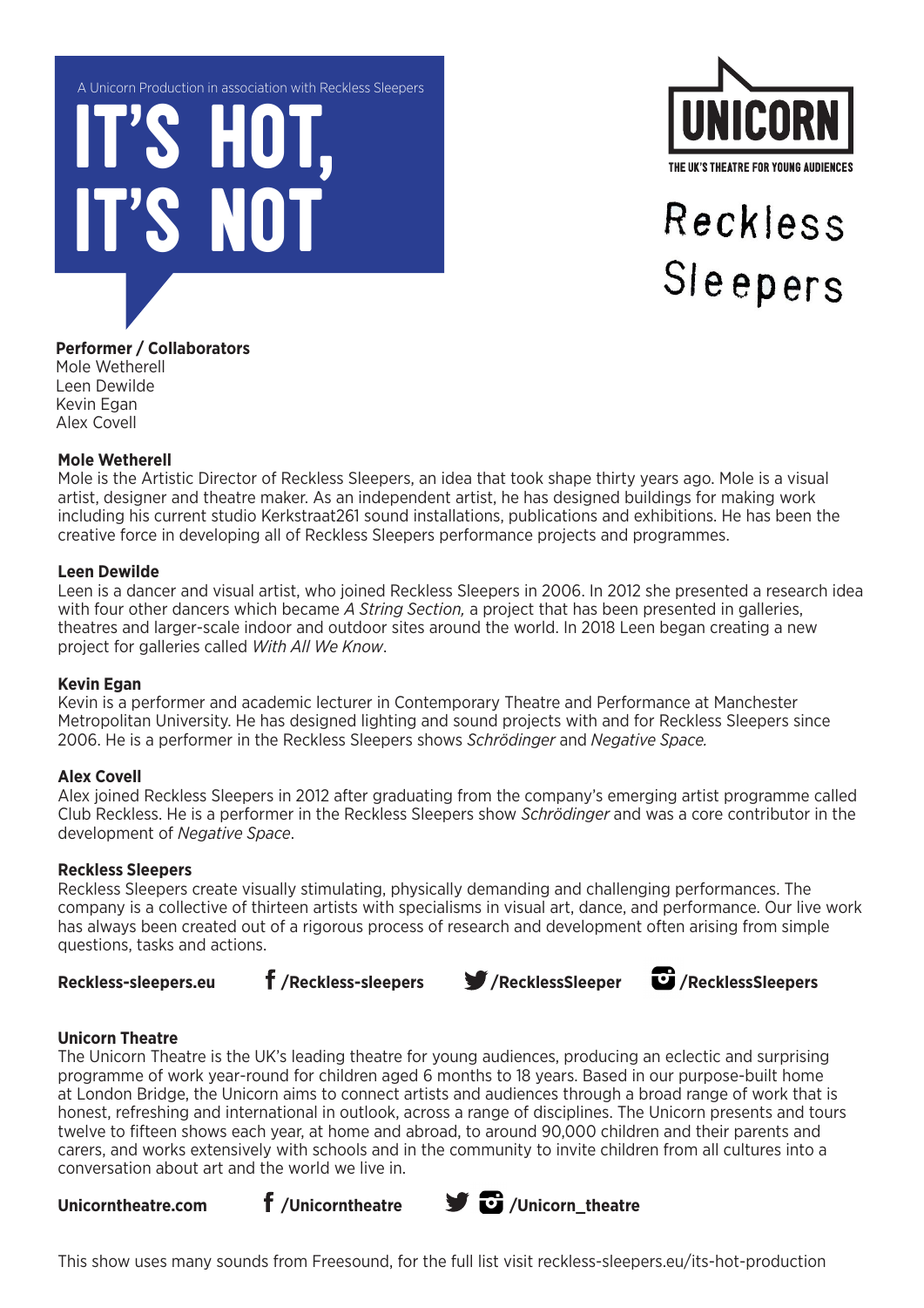A Unicorn Production in association with Reckless Sleepers

# IT'S HOT, IT'S NOT

UNICORN

THE UK'S THEATRE FOR YOUNG AUDIENCES

Reckless Sleepers

**Performer / Collaborators**
Mole Wetherell
Leen Dewilde
Kevin Egan
Alex Covell

**Mole Wetherell**
Mole is the Artistic Director of Reckless Sleepers, an idea that took shape thirty years ago. Mole is a visual artist, designer and theatre maker. As an independent artist, he has designed buildings for making work including his current studio Kerkstraat261 sound installations, publications and exhibitions. He has been the creative force in developing all of Reckless Sleepers performance projects and programmes.

**Leen Dewilde**
Leen is a dancer and visual artist, who joined Reckless Sleepers in 2006. In 2012 she presented a research idea with four other dancers which became *A String Section,* a project that has been presented in galleries, theatres and larger-scale indoor and outdoor sites around the world. In 2018 Leen began creating a new project for galleries called *With All We Know*.

**Kevin Egan**
Kevin is a performer and academic lecturer in Contemporary Theatre and Performance at Manchester Metropolitan University. He has designed lighting and sound projects with and for Reckless Sleepers since 2006. He is a performer in the Reckless Sleepers shows *Schrödinger* and *Negative Space.*

**Alex Covell**
Alex joined Reckless Sleepers in 2012 after graduating from the company's emerging artist programme called Club Reckless. He is a performer in the Reckless Sleepers show *Schrödinger* and was a core contributor in the development of *Negative Space*.

**Reckless Sleepers**
Reckless Sleepers create visually stimulating, physically demanding and challenging performances. The company is a collective of thirteen artists with specialisms in visual art, dance, and performance. Our live work has always been created out of a rigorous process of research and development often arising from simple questions, tasks and actions.

**Reckless-sleepers.eu** **/Reckless-sleepers** **/RecklessSleeper** **/RecklessSleepers**

**Unicorn Theatre**
The Unicorn Theatre is the UK's leading theatre for young audiences, producing an eclectic and surprising programme of work year-round for children aged 6 months to 18 years. Based in our purpose-built home at London Bridge, the Unicorn aims to connect artists and audiences through a broad range of work that is honest, refreshing and international in outlook, across a range of disciplines. The Unicorn presents and tours twelve to fifteen shows each year, at home and abroad, to around 90,000 children and their parents and carers, and works extensively with schools and in the community to invite children from all cultures into a conversation about art and the world we live in.

**Unicorntheatre.com** **/Unicorntheatre** **/Unicorn_theatre**

This show uses many sounds from Freesound, for the full list visit reckless-sleepers.eu/its-hot-production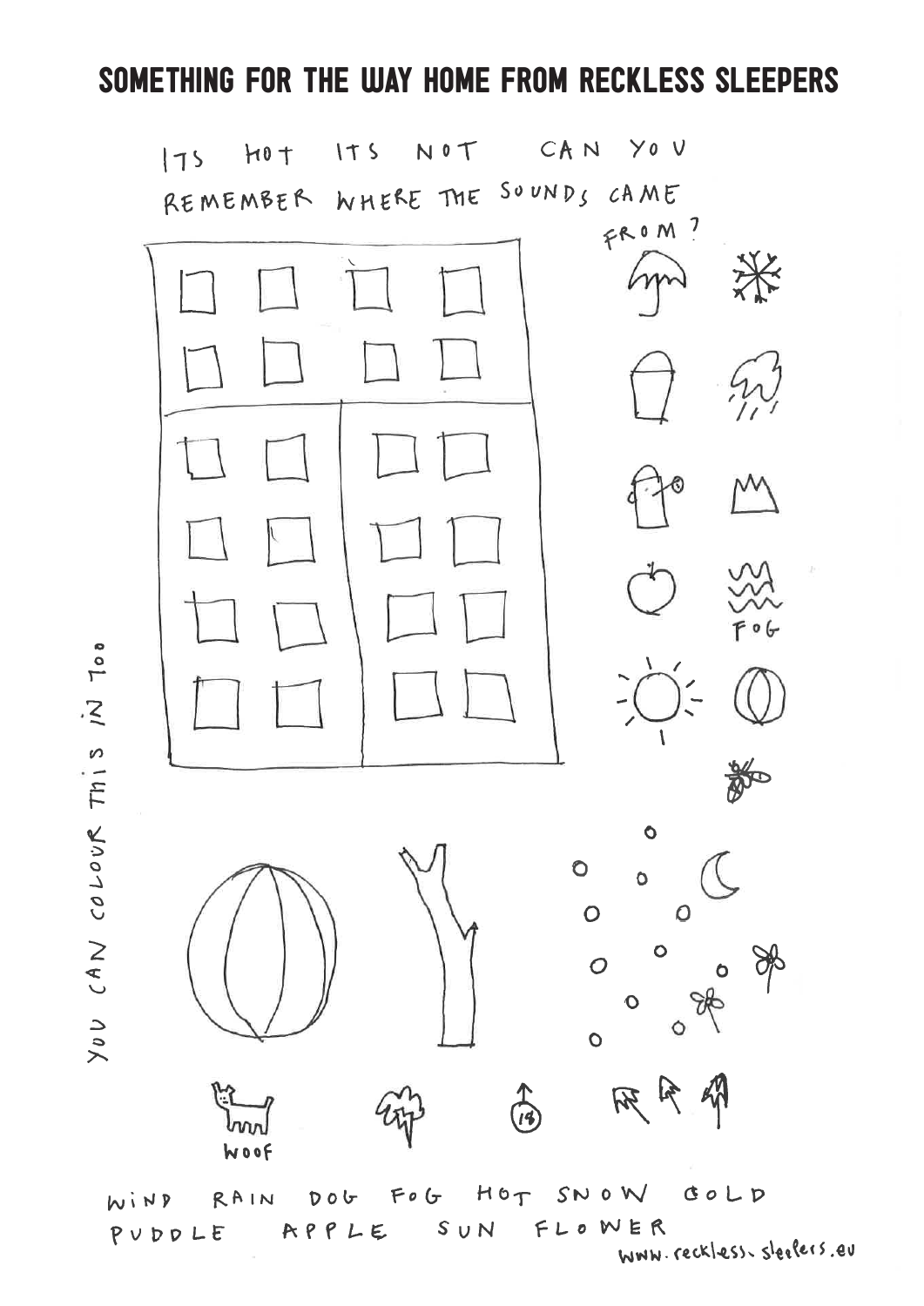# SOMETHING FOR THE WAY HOME FROM RECKLESS SLEEPERS

ITS HOT ITS NOT CAN YOU REMEMBER WHERE THE SOUNDS CAME FROM?

FOG

YOU CAN COLOUR THIS IN TOO

WOOF

18

WIND RAIN DOG FOG HOT SNOW COLD PUDDLE APPLE SUN FLOWER

www.reckless-sleepers.eu